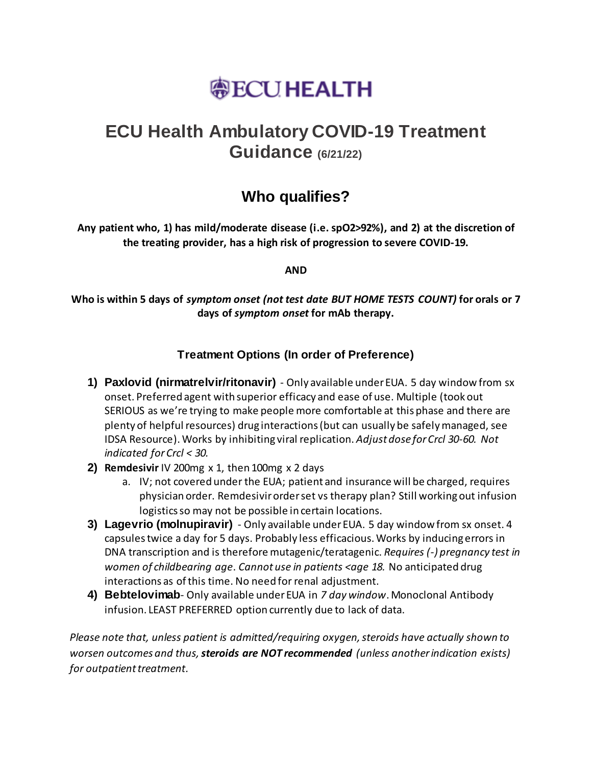# ECU HEALTH

# ECU Health Ambulatory COVID-19 Treatment Guidance (6/21/22)

## Who qualifies?

**Any patient who, 1) has mild/moderate disease (i.e. spO2>92%), and 2) at the discretion of the treating provider, has a high risk of progression to severe COVID-19.**

**AND**

**Who is within 5 days of *symptom onset (not test date BUT HOME TESTS COUNT)* for orals or 7 days of *symptom onset* for mAb therapy.**

### Treatment Options (In order of Preference)

1) **Paxlovid (nirmatrelvir/ritonavir)** - Only available under EUA. 5 day window from sx onset. Preferred agent with superior efficacy and ease of use. Multiple (took out SERIOUS as we're trying to make people more comfortable at this phase and there are plenty of helpful resources) drug interactions (but can usually be safely managed, see IDSA Resource). Works by inhibiting viral replication. *Adjust dose for Crcl 30-60. Not indicated for Crcl < 30.*
2) **Remdesivir** IV 200mg x 1, then 100mg x 2 days
   a. IV; not covered under the EUA; patient and insurance will be charged, requires physician order. Remdesivir order set vs therapy plan? Still working out infusion logistics so may not be possible in certain locations.
3) **Lagevrio (molnupiravir)** - Only available under EUA. 5 day window from sx onset. 4 capsules twice a day for 5 days. Probably less efficacious. Works by inducing errors in DNA transcription and is therefore mutagenic/teratagenic. *Requires (-) pregnancy test in women of childbearing age*. *Cannot use in patients <age 18.* No anticipated drug interactions as of this time. No need for renal adjustment.
4) **Bebtelovimab**- Only available under EUA in *7 day window*. Monoclonal Antibody infusion. LEAST PREFERRED option currently due to lack of data.

*Please note that, unless patient is admitted/requiring oxygen, steroids have actually shown to worsen outcomes and thus, **steroids are NOT recommended** (unless another indication exists) for outpatient treatment.*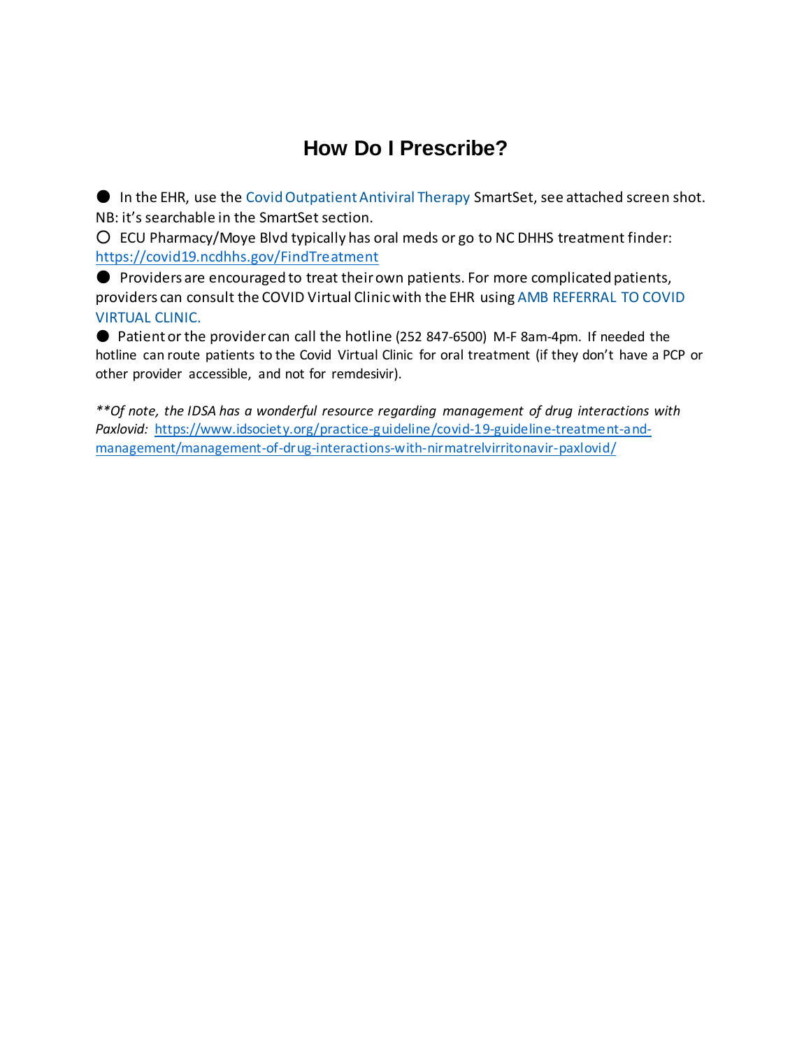# How Do I Prescribe?

- In the EHR, use the Covid Outpatient Antiviral Therapy SmartSet, see attached screen shot. NB: it's searchable in the SmartSet section.
  - ECU Pharmacy/Moye Blvd typically has oral meds or go to NC DHHS treatment finder: https://covid19.ncdhhs.gov/FindTreatment
- Providers are encouraged to treat their own patients. For more complicated patients, providers can consult the COVID Virtual Clinic with the EHR using AMB REFERRAL TO COVID VIRTUAL CLINIC.
- Patient or the provider can call the hotline (252 847-6500) M-F 8am-4pm. If needed the hotline can route patients to the Covid Virtual Clinic for oral treatment (if they don't have a PCP or other provider accessible, and not for remdesivir).

*\*\*Of note, the IDSA has a wonderful resource regarding management of drug interactions with Paxlovid:* https://www.idsociety.org/practice-guideline/covid-19-guideline-treatment-and-management/management-of-drug-interactions-with-nirmatrelvirritonavir-paxlovid/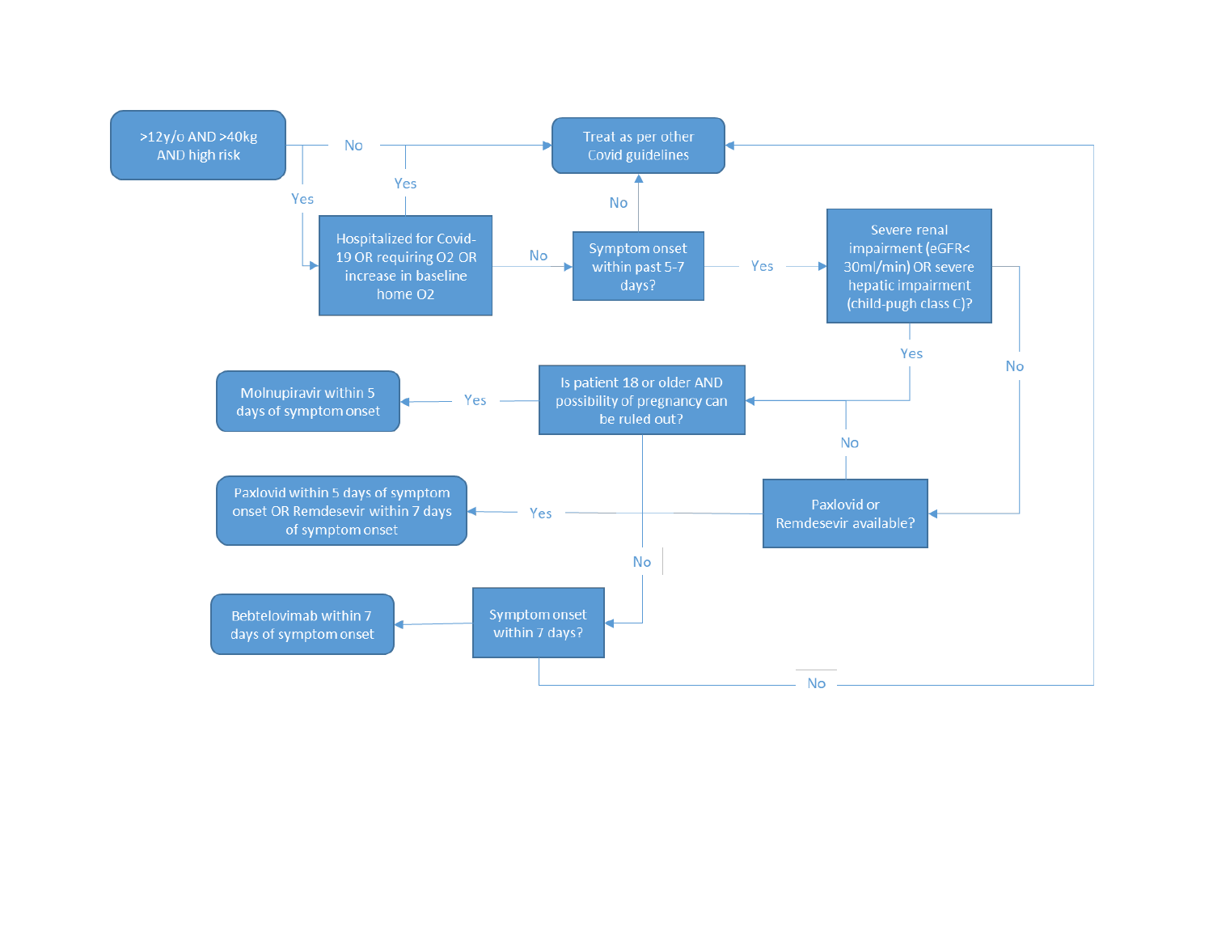>12y/o AND >40kg AND high risk

- No → Treat as per other Covid guidelines
- Yes → Hospitalized for Covid-19 OR requiring O2 OR increase in baseline home O2

Hospitalized for Covid-19 OR requiring O2 OR increase in baseline home O2

- Yes → Treat as per other Covid guidelines
- No → Symptom onset within past 5-7 days?

Symptom onset within past 5-7 days?

- No → Treat as per other Covid guidelines
- Yes → Severe renal impairment (eGFR< 30ml/min) OR severe hepatic impairment (child-pugh class C)?

Severe renal impairment (eGFR< 30ml/min) OR severe hepatic impairment (child-pugh class C)?

- Yes → Is patient 18 or older AND possibility of pregnancy can be ruled out?
- No → Paxlovid or Remdesevir available?

Paxlovid or Remdesevir available?

- Yes → Paxlovid within 5 days of symptom onset OR Remdesevir within 7 days of symptom onset
- No → Is patient 18 or older AND possibility of pregnancy can be ruled out?

Is patient 18 or older AND possibility of pregnancy can be ruled out?

- Yes → Molnupiravir within 5 days of symptom onset
- No → Symptom onset within 7 days?

Symptom onset within 7 days?

- Yes → Bebtelovimab within 7 days of symptom onset
- No → Treat as per other Covid guidelines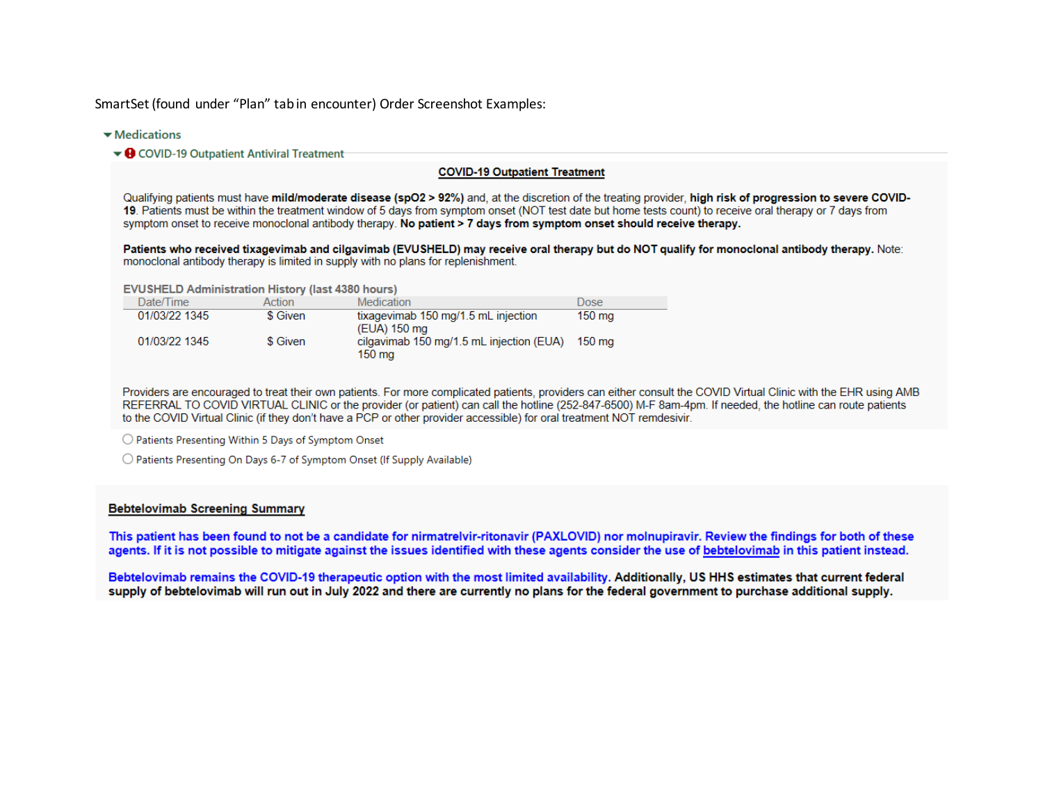SmartSet (found under "Plan" tab in encounter) Order Screenshot Examples:

### Medications

#### COVID-19 Outpatient Antiviral Treatment

**COVID-19 Outpatient Treatment**

Qualifying patients must have **mild/moderate disease (spO2 > 92%)** and, at the discretion of the treating provider, **high risk of progression to severe COVID-19**. Patients must be within the treatment window of 5 days from symptom onset (NOT test date but home tests count) to receive oral therapy or 7 days from symptom onset to receive monoclonal antibody therapy. **No patient > 7 days from symptom onset should receive therapy.**

**Patients who received tixagevimab and cilgavimab (EVUSHELD) may receive oral therapy but do NOT qualify for monoclonal antibody therapy.** Note: monoclonal antibody therapy is limited in supply with no plans for replenishment.

EVUSHELD Administration History (last 4380 hours)

| Date/Time | Action | Medication | Dose |
|---|---|---|---|
| 01/03/22 1345 | $ Given | tixagevimab 150 mg/1.5 mL injection (EUA) 150 mg | 150 mg |
| 01/03/22 1345 | $ Given | cilgavimab 150 mg/1.5 mL injection (EUA) 150 mg | 150 mg |

Providers are encouraged to treat their own patients. For more complicated patients, providers can either consult the COVID Virtual Clinic with the EHR using AMB REFERRAL TO COVID VIRTUAL CLINIC or the provider (or patient) can call the hotline (252-847-6500) M-F 8am-4pm. If needed, the hotline can route patients to the COVID Virtual Clinic (if they don't have a PCP or other provider accessible) for oral treatment NOT remdesivir.

- ○ Patients Presenting Within 5 Days of Symptom Onset
- ○ Patients Presenting On Days 6-7 of Symptom Onset (If Supply Available)

**Bebtelovimab Screening Summary**

**This patient has been found to not be a candidate for nirmatrelvir-ritonavir (PAXLOVID) nor molnupiravir. Review the findings for both of these agents. If it is not possible to mitigate against the issues identified with these agents consider the use of bebtelovimab in this patient instead.**

**Bebtelovimab remains the COVID-19 therapeutic option with the most limited availability. Additionally, US HHS estimates that current federal supply of bebtelovimab will run out in July 2022 and there are currently no plans for the federal government to purchase additional supply.**